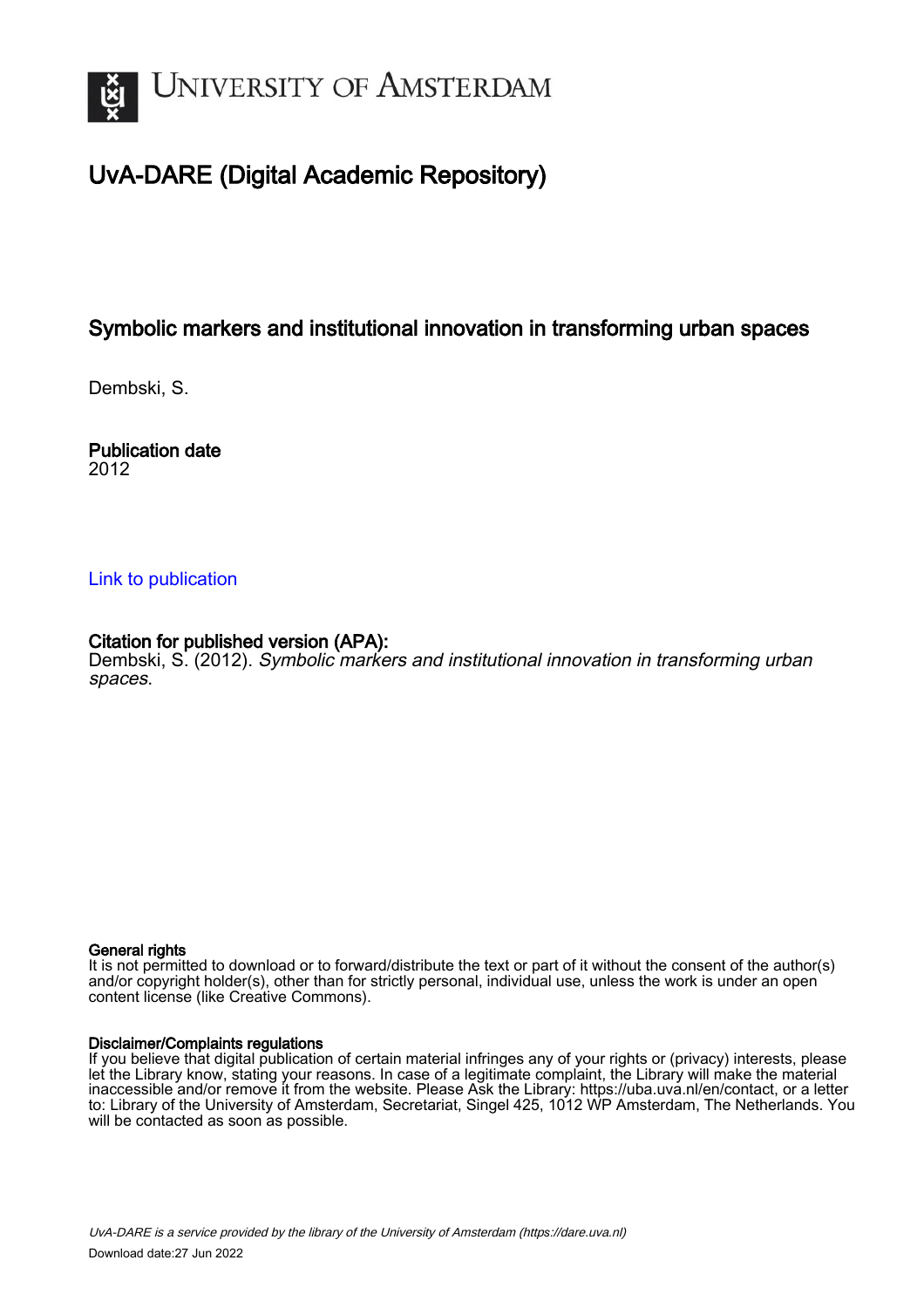# UvA-DARE (Digital Academic Repository)

## Symbolic markers and institutional innovation in transforming urban spaces

Dembski, S.

**Publication date**
2012

Link to publication

**Citation for published version (APA):**
Dembski, S. (2012). *Symbolic markers and institutional innovation in transforming urban spaces*.

**General rights**
It is not permitted to download or to forward/distribute the text or part of it without the consent of the author(s) and/or copyright holder(s), other than for strictly personal, individual use, unless the work is under an open content license (like Creative Commons).

**Disclaimer/Complaints regulations**
If you believe that digital publication of certain material infringes any of your rights or (privacy) interests, please let the Library know, stating your reasons. In case of a legitimate complaint, the Library will make the material inaccessible and/or remove it from the website. Please Ask the Library: https://uba.uva.nl/en/contact, or a letter to: Library of the University of Amsterdam, Secretariat, Singel 425, 1012 WP Amsterdam, The Netherlands. You will be contacted as soon as possible.

*UvA-DARE is a service provided by the library of the University of Amsterdam (https://dare.uva.nl)*

Download date:27 Jun 2022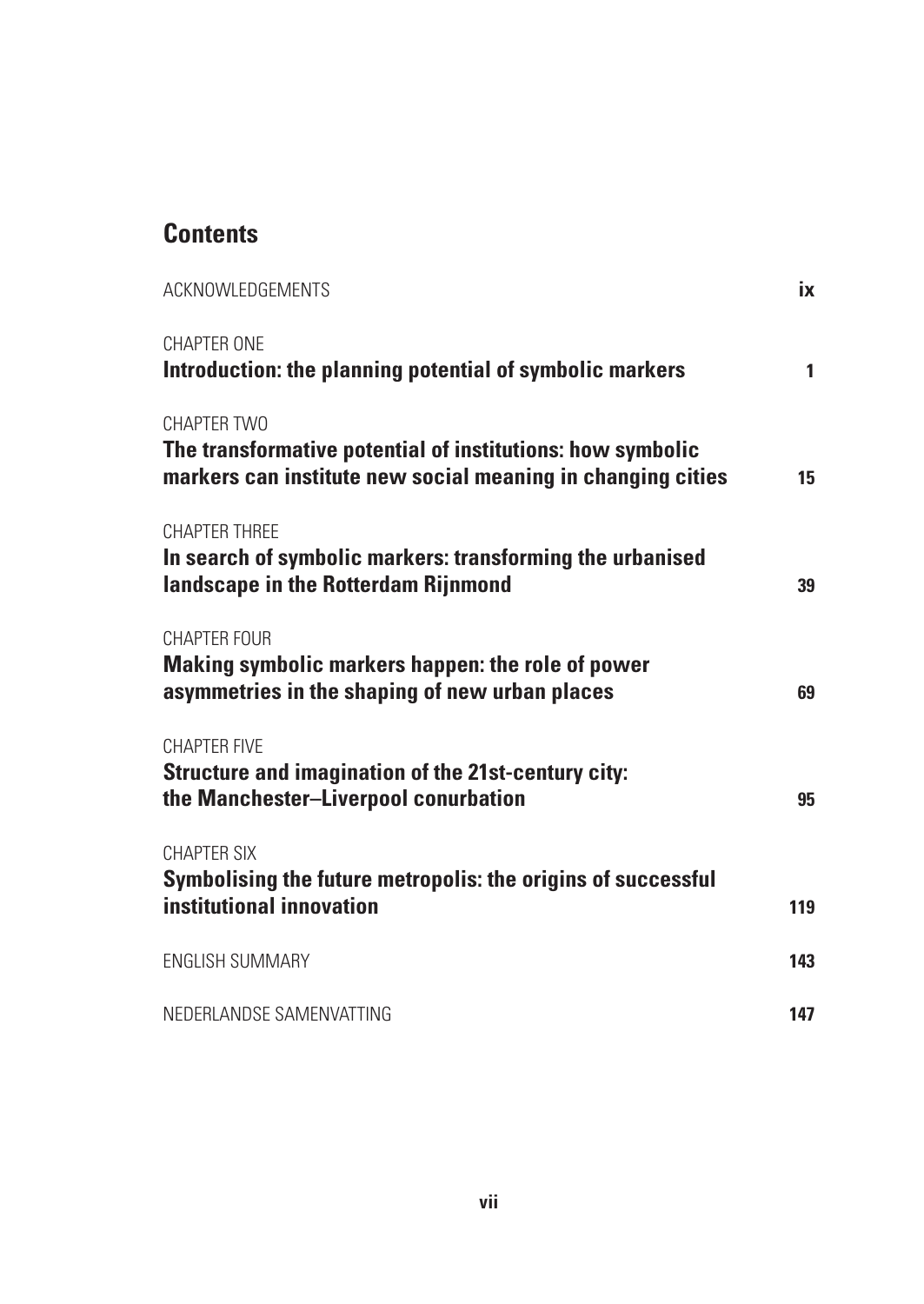## Contents

| | |
|---|---|
| ACKNOWLEDGEMENTS | **ix** |
| CHAPTER ONE<br>**Introduction: the planning potential of symbolic markers** | **1** |
| CHAPTER TWO<br>**The transformative potential of institutions: how symbolic markers can institute new social meaning in changing cities** | **15** |
| CHAPTER THREE<br>**In search of symbolic markers: transforming the urbanised landscape in the Rotterdam Rijnmond** | **39** |
| CHAPTER FOUR<br>**Making symbolic markers happen: the role of power asymmetries in the shaping of new urban places** | **69** |
| CHAPTER FIVE<br>**Structure and imagination of the 21st-century city: the Manchester–Liverpool conurbation** | **95** |
| CHAPTER SIX<br>**Symbolising the future metropolis: the origins of successful institutional innovation** | **119** |
| ENGLISH SUMMARY | **143** |
| NEDERLANDSE SAMENVATTING | **147** |